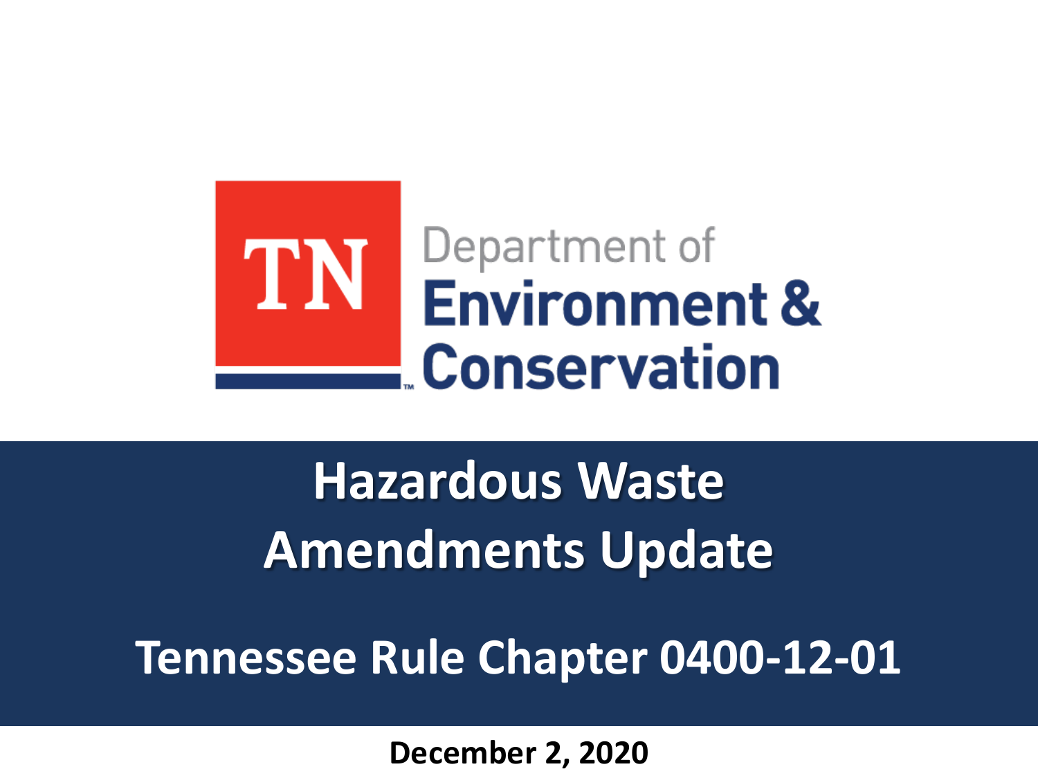TN Department of Environment & Conservation

# Hazardous Waste Amendments Update

## Tennessee Rule Chapter 0400-12-01

**December 2, 2020**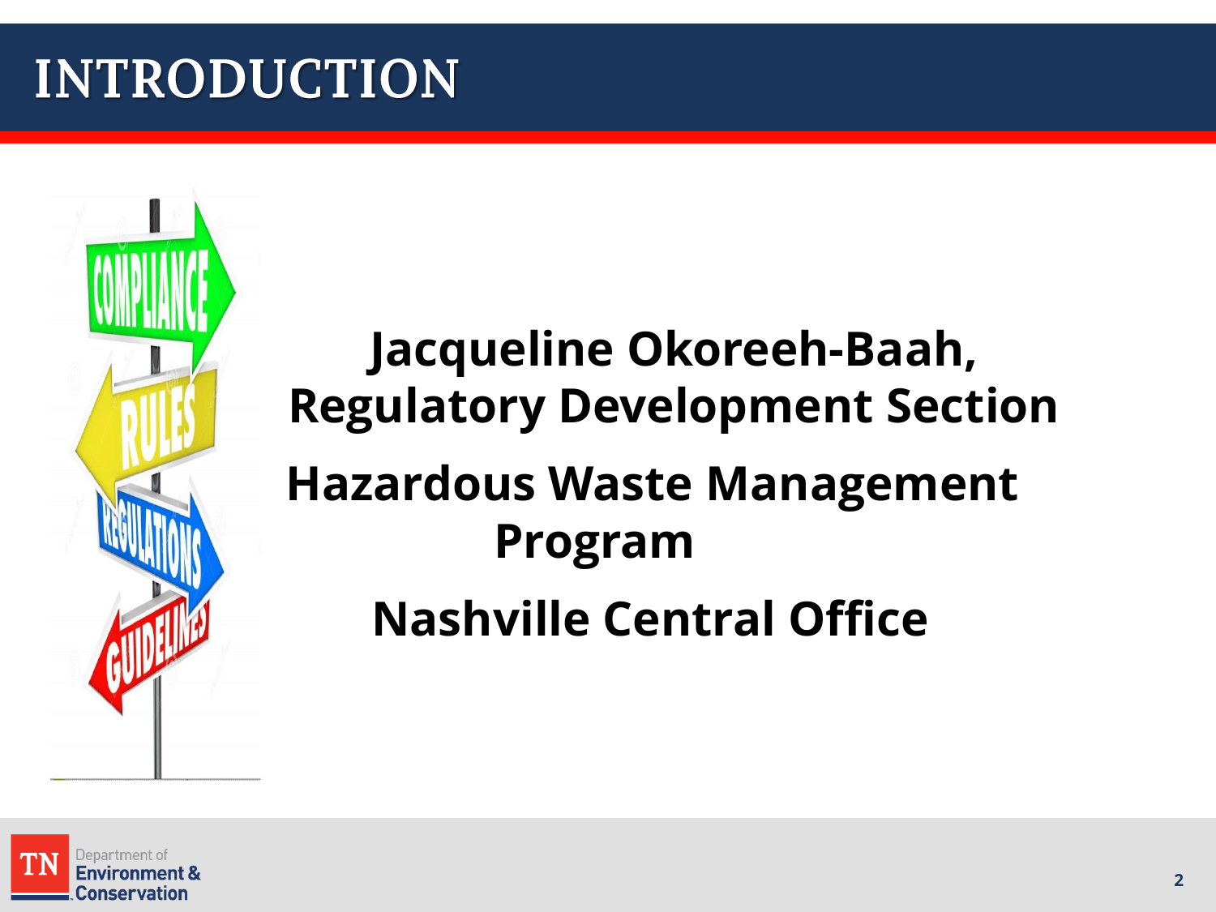# INTRODUCTION

**Jacqueline Okoreeh-Baah, Regulatory Development Section**

**Hazardous Waste Management Program**

**Nashville Central Office**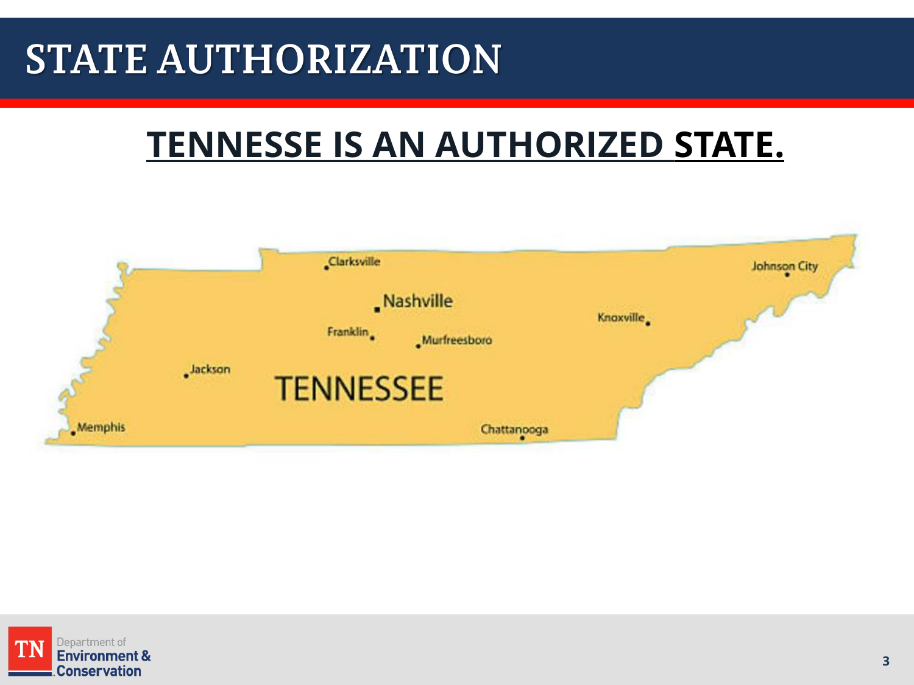# STATE AUTHORIZATION

## TENNESSE IS AN AUTHORIZED STATE.

Clarksville

Johnson City

Nashville

Knoxville

Franklin

Murfreesboro

Jackson

TENNESSEE

Memphis

Chattanooga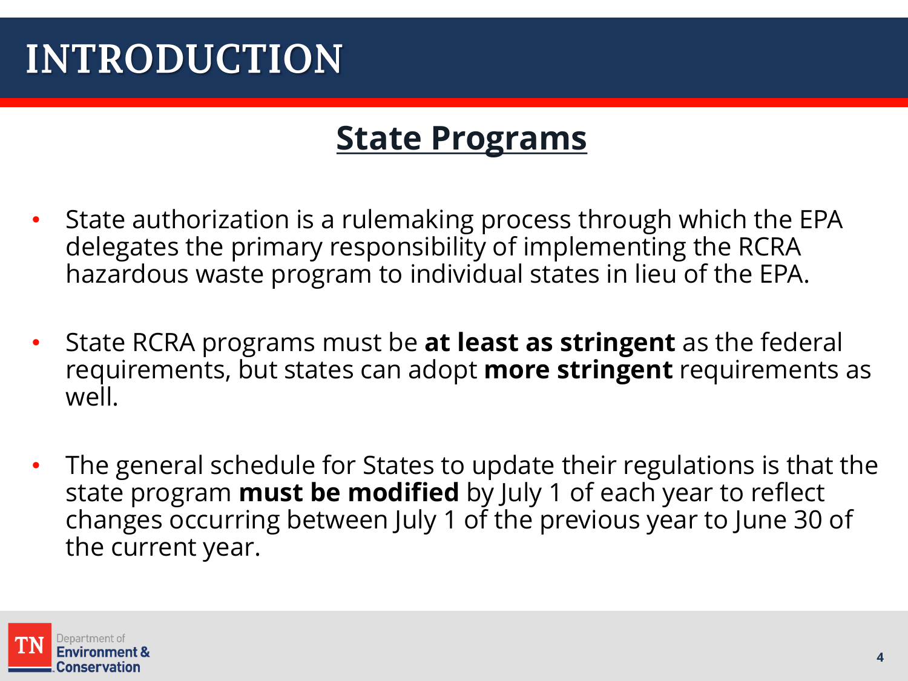# INTRODUCTION

## State Programs

- State authorization is a rulemaking process through which the EPA delegates the primary responsibility of implementing the RCRA hazardous waste program to individual states in lieu of the EPA.

- State RCRA programs must be **at least as stringent** as the federal requirements, but states can adopt **more stringent** requirements as well.

- The general schedule for States to update their regulations is that the state program **must be modified** by July 1 of each year to reflect changes occurring between July 1 of the previous year to June 30 of the current year.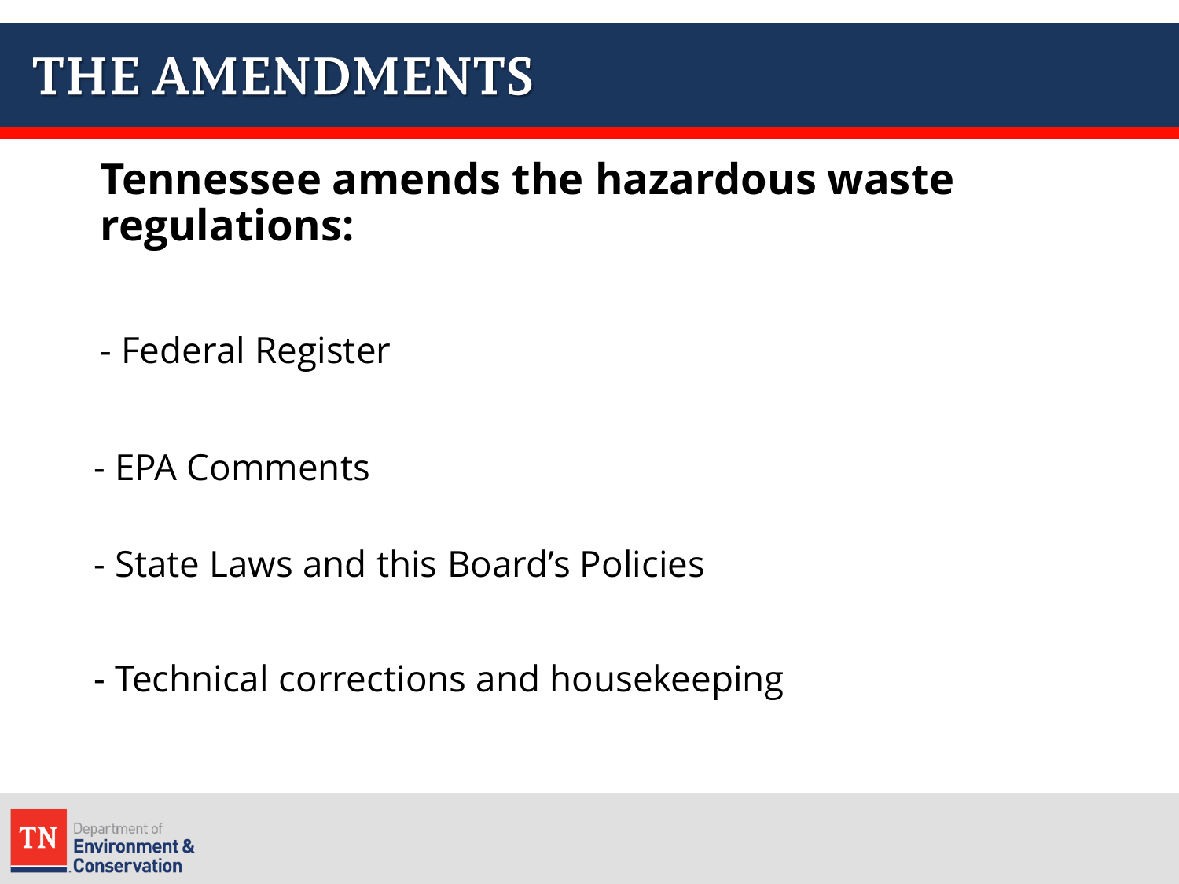# THE AMENDMENTS

**Tennessee amends the hazardous waste regulations:**

- Federal Register

- EPA Comments

- State Laws and this Board's Policies

- Technical corrections and housekeeping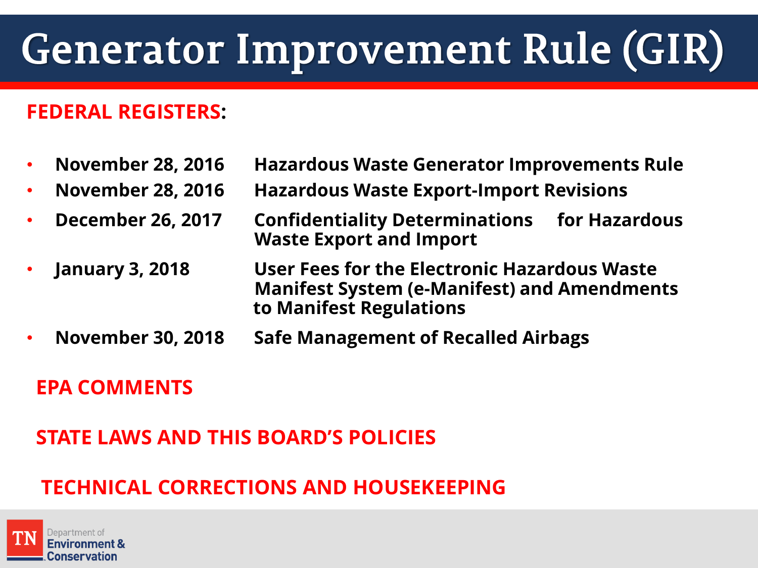# Generator Improvement Rule (GIR)

**FEDERAL REGISTERS:**

- **November 28, 2016** — **Hazardous Waste Generator Improvements Rule**
- **November 28, 2016** — **Hazardous Waste Export-Import Revisions**
- **December 26, 2017** — **Confidentiality Determinations for Hazardous Waste Export and Import**
- **January 3, 2018** — **User Fees for the Electronic Hazardous Waste Manifest System (e-Manifest) and Amendments to Manifest Regulations**
- **November 30, 2018** — **Safe Management of Recalled Airbags**

**EPA COMMENTS**

**STATE LAWS AND THIS BOARD'S POLICIES**

**TECHNICAL CORRECTIONS AND HOUSEKEEPING**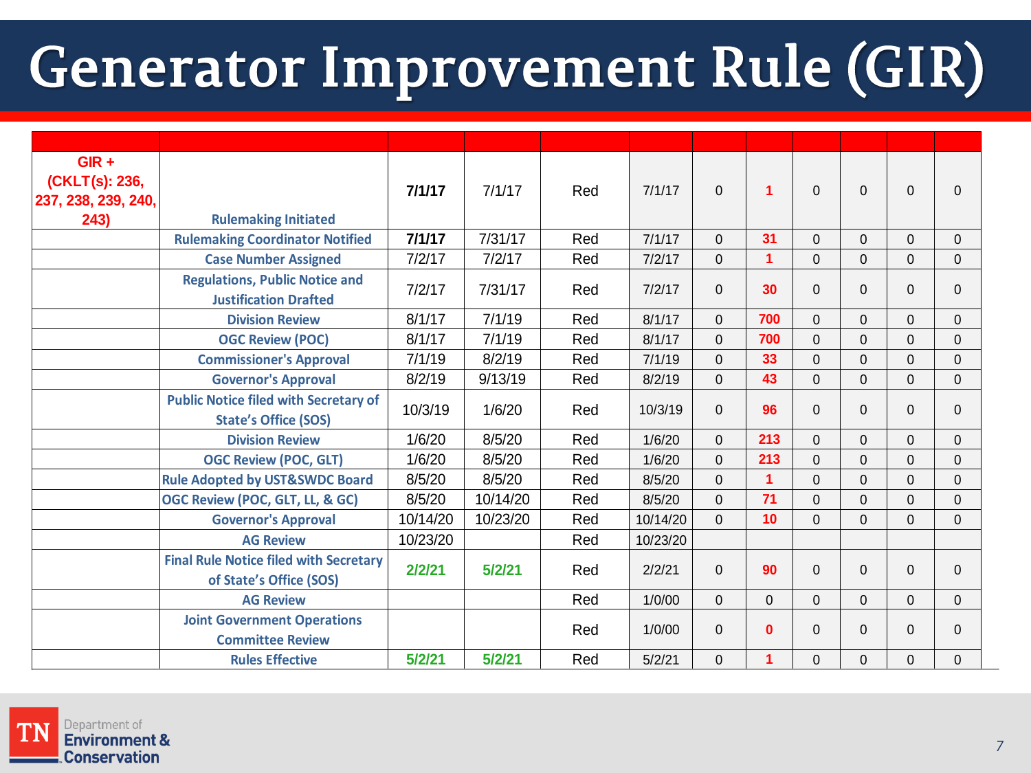# Generator Improvement Rule (GIR)

| | | | | | | | | | | | |
|---|---|---|---|---|---|---|---|---|---|---|---|
| GIR + (CKLT(s): 236, 237, 238, 239, 240, 243) | Rulemaking Initiated | **7/1/17** | 7/1/17 | Red | 7/1/17 | 0 | **1** | 0 | 0 | 0 | 0 |
| | Rulemaking Coordinator Notified | **7/1/17** | 7/31/17 | Red | 7/1/17 | 0 | **31** | 0 | 0 | 0 | 0 |
| | Case Number Assigned | 7/2/17 | 7/2/17 | Red | 7/2/17 | 0 | **1** | 0 | 0 | 0 | 0 |
| | Regulations, Public Notice and Justification Drafted | 7/2/17 | 7/31/17 | Red | 7/2/17 | 0 | **30** | 0 | 0 | 0 | 0 |
| | Division Review | 8/1/17 | 7/1/19 | Red | 8/1/17 | 0 | **700** | 0 | 0 | 0 | 0 |
| | OGC Review (POC) | 8/1/17 | 7/1/19 | Red | 8/1/17 | 0 | **700** | 0 | 0 | 0 | 0 |
| | Commissioner's Approval | 7/1/19 | 8/2/19 | Red | 7/1/19 | 0 | **33** | 0 | 0 | 0 | 0 |
| | Governor's Approval | 8/2/19 | 9/13/19 | Red | 8/2/19 | 0 | **43** | 0 | 0 | 0 | 0 |
| | Public Notice filed with Secretary of State's Office (SOS) | 10/3/19 | 1/6/20 | Red | 10/3/19 | 0 | **96** | 0 | 0 | 0 | 0 |
| | Division Review | 1/6/20 | 8/5/20 | Red | 1/6/20 | 0 | **213** | 0 | 0 | 0 | 0 |
| | OGC Review (POC, GLT) | 1/6/20 | 8/5/20 | Red | 1/6/20 | 0 | **213** | 0 | 0 | 0 | 0 |
| | Rule Adopted by UST&SWDC Board | 8/5/20 | 8/5/20 | Red | 8/5/20 | 0 | **1** | 0 | 0 | 0 | 0 |
| | OGC Review (POC, GLT, LL, & GC) | 8/5/20 | 10/14/20 | Red | 8/5/20 | 0 | **71** | 0 | 0 | 0 | 0 |
| | Governor's Approval | 10/14/20 | 10/23/20 | Red | 10/14/20 | 0 | **10** | 0 | 0 | 0 | 0 |
| | AG Review | 10/23/20 | | Red | 10/23/20 | | | | | | |
| | Final Rule Notice filed with Secretary of State's Office (SOS) | **2/2/21** | **5/2/21** | Red | 2/2/21 | 0 | **90** | 0 | 0 | 0 | 0 |
| | AG Review | | | Red | 1/0/00 | 0 | 0 | 0 | 0 | 0 | 0 |
| | Joint Government Operations Committee Review | | | Red | 1/0/00 | 0 | **0** | 0 | 0 | 0 | 0 |
| | Rules Effective | **5/2/21** | **5/2/21** | Red | 5/2/21 | 0 | **1** | 0 | 0 | 0 | 0 |

TN Department of Environment & Conservation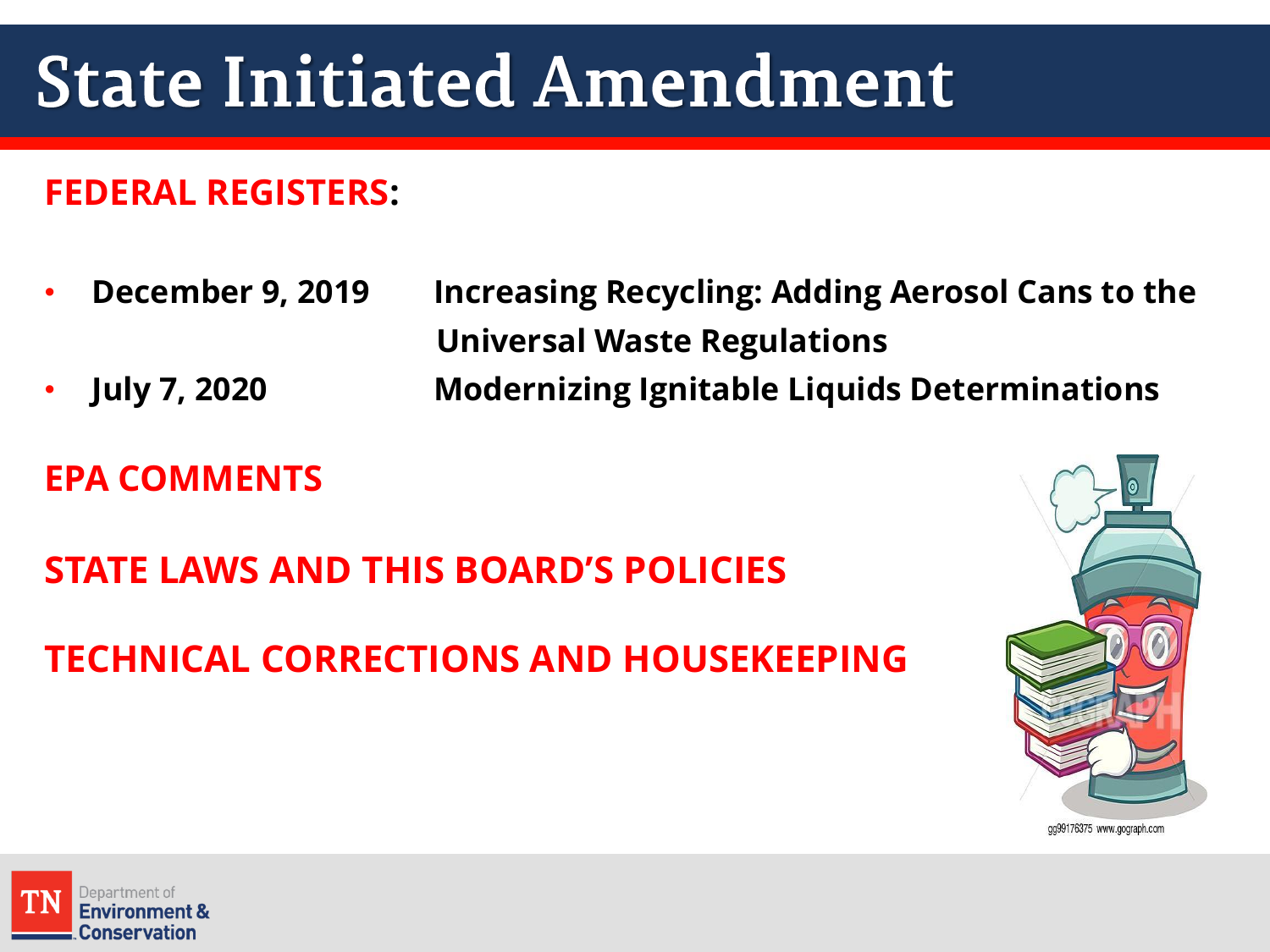# State Initiated Amendment

**FEDERAL REGISTERS:**

- **December 9, 2019** — **Increasing Recycling: Adding Aerosol Cans to the Universal Waste Regulations**
- **July 7, 2020** — **Modernizing Ignitable Liquids Determinations**

**EPA COMMENTS**

**STATE LAWS AND THIS BOARD'S POLICIES**

**TECHNICAL CORRECTIONS AND HOUSEKEEPING**

gg99176375 www.gograph.com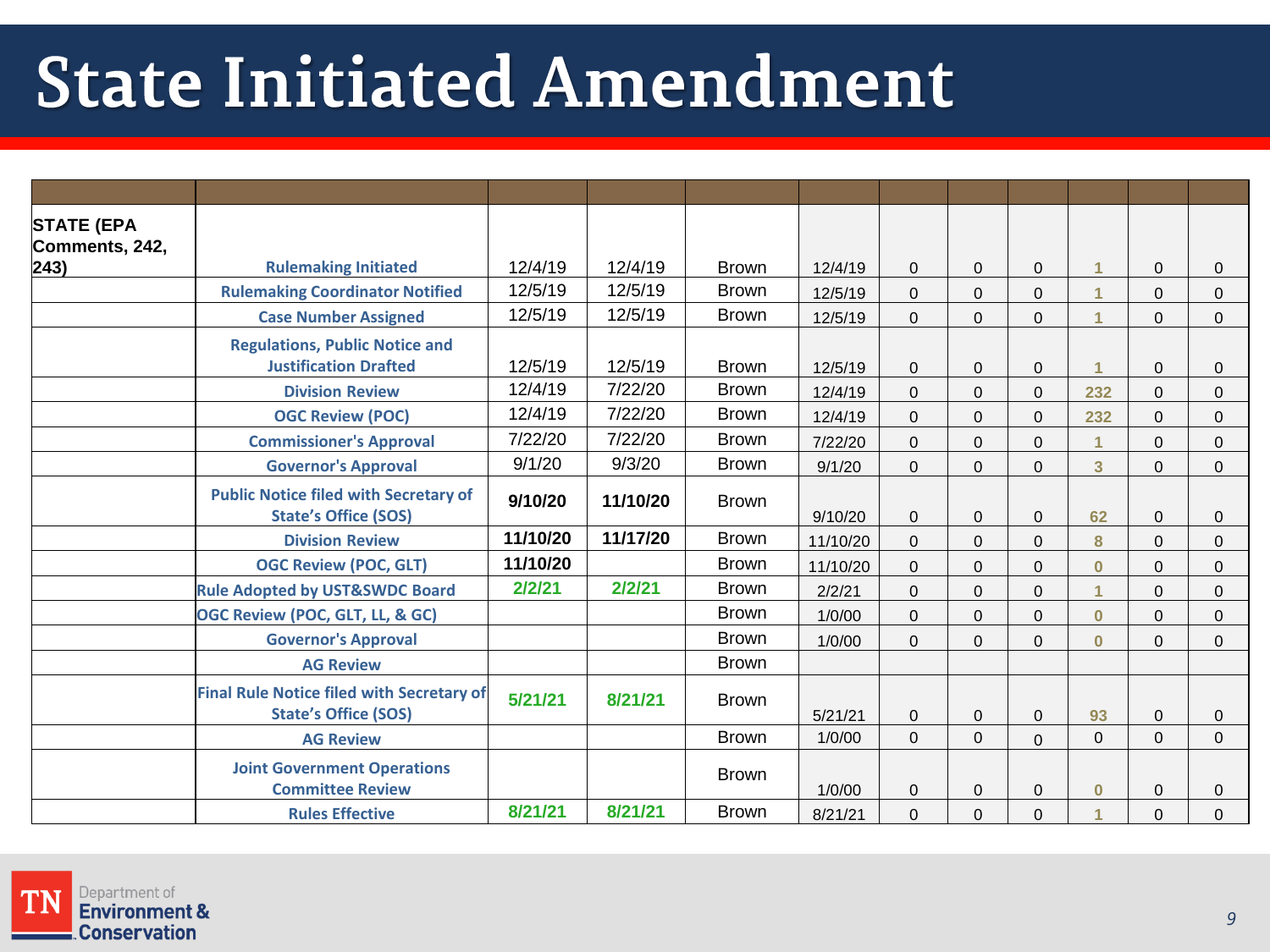# State Initiated Amendment

| | | | | | | | | | | | |
|---|---|---|---|---|---|---|---|---|---|---|---|
| STATE (EPA Comments, 242, 243) | Rulemaking Initiated | 12/4/19 | 12/4/19 | Brown | 12/4/19 | 0 | 0 | 0 | 1 | 0 | 0 |
| | Rulemaking Coordinator Notified | 12/5/19 | 12/5/19 | Brown | 12/5/19 | 0 | 0 | 0 | 1 | 0 | 0 |
| | Case Number Assigned | 12/5/19 | 12/5/19 | Brown | 12/5/19 | 0 | 0 | 0 | 1 | 0 | 0 |
| | Regulations, Public Notice and Justification Drafted | 12/5/19 | 12/5/19 | Brown | 12/5/19 | 0 | 0 | 0 | 1 | 0 | 0 |
| | Division Review | 12/4/19 | 7/22/20 | Brown | 12/4/19 | 0 | 0 | 0 | 232 | 0 | 0 |
| | OGC Review (POC) | 12/4/19 | 7/22/20 | Brown | 12/4/19 | 0 | 0 | 0 | 232 | 0 | 0 |
| | Commissioner's Approval | 7/22/20 | 7/22/20 | Brown | 7/22/20 | 0 | 0 | 0 | 1 | 0 | 0 |
| | Governor's Approval | 9/1/20 | 9/3/20 | Brown | 9/1/20 | 0 | 0 | 0 | 3 | 0 | 0 |
| | Public Notice filed with Secretary of State's Office (SOS) | **9/10/20** | **11/10/20** | Brown | 9/10/20 | 0 | 0 | 0 | 62 | 0 | 0 |
| | Division Review | **11/10/20** | **11/17/20** | Brown | 11/10/20 | 0 | 0 | 0 | 8 | 0 | 0 |
| | OGC Review (POC, GLT) | **11/10/20** | | Brown | 11/10/20 | 0 | 0 | 0 | 0 | 0 | 0 |
| | Rule Adopted by UST&SWDC Board | **2/2/21** | **2/2/21** | Brown | 2/2/21 | 0 | 0 | 0 | 1 | 0 | 0 |
| | OGC Review (POC, GLT, LL, & GC) | | | Brown | 1/0/00 | 0 | 0 | 0 | 0 | 0 | 0 |
| | Governor's Approval | | | Brown | 1/0/00 | 0 | 0 | 0 | 0 | 0 | 0 |
| | AG Review | | | Brown | | | | | | | |
| | Final Rule Notice filed with Secretary of State's Office (SOS) | **5/21/21** | **8/21/21** | Brown | 5/21/21 | 0 | 0 | 0 | 93 | 0 | 0 |
| | AG Review | | | Brown | 1/0/00 | 0 | 0 | 0 | 0 | 0 | 0 |
| | Joint Government Operations Committee Review | | | Brown | 1/0/00 | 0 | 0 | 0 | 0 | 0 | 0 |
| | Rules Effective | **8/21/21** | **8/21/21** | Brown | 8/21/21 | 0 | 0 | 0 | 1 | 0 | 0 |

TN Department of Environment & Conservation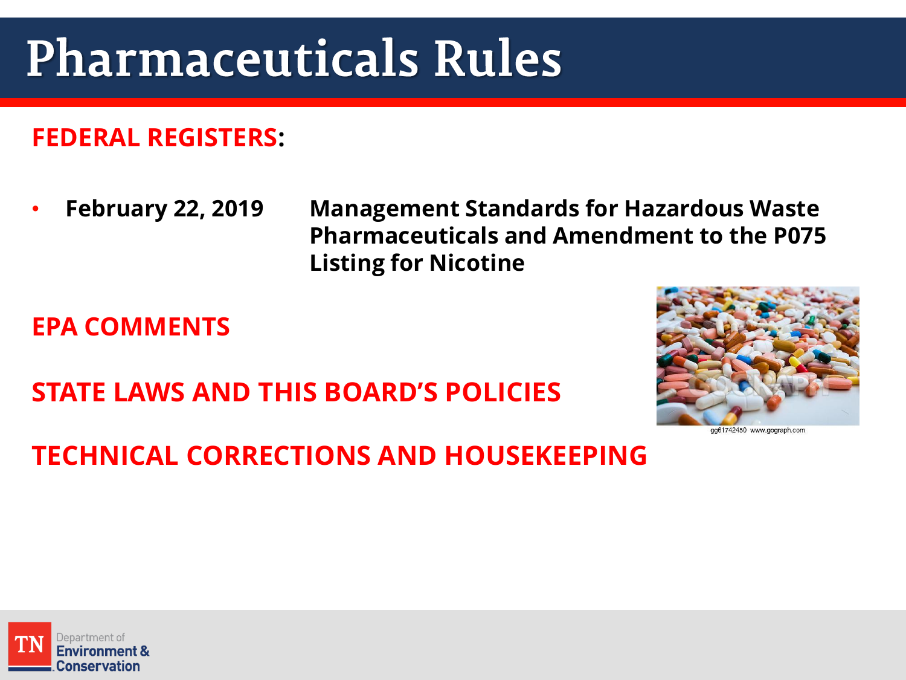# Pharmaceuticals Rules

**FEDERAL REGISTERS:**

- **February 22, 2019** — **Management Standards for Hazardous Waste Pharmaceuticals and Amendment to the P075 Listing for Nicotine**

**EPA COMMENTS**

**STATE LAWS AND THIS BOARD'S POLICIES**

**TECHNICAL CORRECTIONS AND HOUSEKEEPING**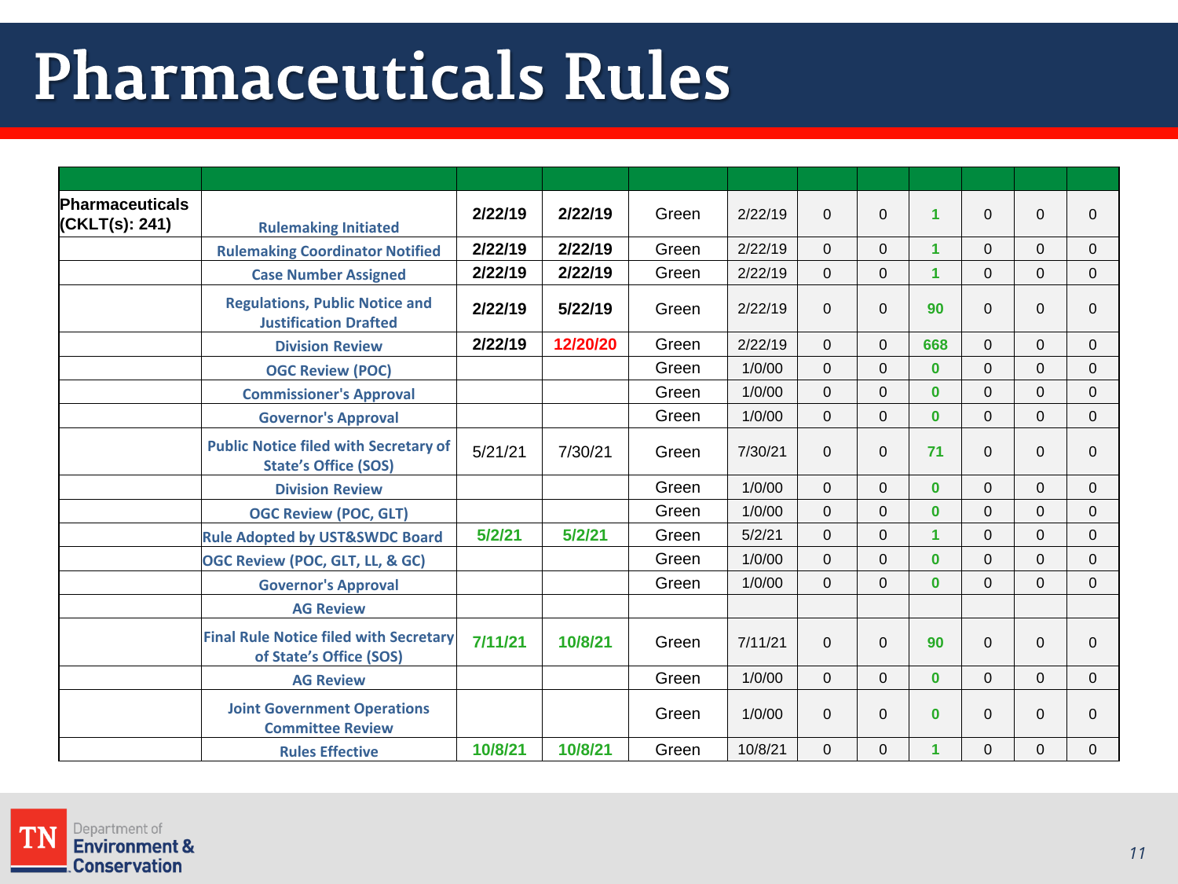# Pharmaceuticals Rules

| | | | | | | | | | | | |
|---|---|---|---|---|---|---|---|---|---|---|---|
| Pharmaceuticals (CKLT(s): 241) | Rulemaking Initiated | 2/22/19 | 2/22/19 | Green | 2/22/19 | 0 | 0 | 1 | 0 | 0 | 0 |
| | Rulemaking Coordinator Notified | 2/22/19 | 2/22/19 | Green | 2/22/19 | 0 | 0 | 1 | 0 | 0 | 0 |
| | Case Number Assigned | 2/22/19 | 2/22/19 | Green | 2/22/19 | 0 | 0 | 1 | 0 | 0 | 0 |
| | Regulations, Public Notice and Justification Drafted | 2/22/19 | 5/22/19 | Green | 2/22/19 | 0 | 0 | 90 | 0 | 0 | 0 |
| | Division Review | 2/22/19 | 12/20/20 | Green | 2/22/19 | 0 | 0 | 668 | 0 | 0 | 0 |
| | OGC Review (POC) | | | Green | 1/0/00 | 0 | 0 | 0 | 0 | 0 | 0 |
| | Commissioner's Approval | | | Green | 1/0/00 | 0 | 0 | 0 | 0 | 0 | 0 |
| | Governor's Approval | | | Green | 1/0/00 | 0 | 0 | 0 | 0 | 0 | 0 |
| | Public Notice filed with Secretary of State's Office (SOS) | 5/21/21 | 7/30/21 | Green | 7/30/21 | 0 | 0 | 71 | 0 | 0 | 0 |
| | Division Review | | | Green | 1/0/00 | 0 | 0 | 0 | 0 | 0 | 0 |
| | OGC Review (POC, GLT) | | | Green | 1/0/00 | 0 | 0 | 0 | 0 | 0 | 0 |
| | Rule Adopted by UST&SWDC Board | 5/2/21 | 5/2/21 | Green | 5/2/21 | 0 | 0 | 1 | 0 | 0 | 0 |
| | OGC Review (POC, GLT, LL, & GC) | | | Green | 1/0/00 | 0 | 0 | 0 | 0 | 0 | 0 |
| | Governor's Approval | | | Green | 1/0/00 | 0 | 0 | 0 | 0 | 0 | 0 |
| | AG Review | | | | | | | | | | |
| | Final Rule Notice filed with Secretary of State's Office (SOS) | 7/11/21 | 10/8/21 | Green | 7/11/21 | 0 | 0 | 90 | 0 | 0 | 0 |
| | AG Review | | | Green | 1/0/00 | 0 | 0 | 0 | 0 | 0 | 0 |
| | Joint Government Operations Committee Review | | | Green | 1/0/00 | 0 | 0 | 0 | 0 | 0 | 0 |
| | Rules Effective | 10/8/21 | 10/8/21 | Green | 10/8/21 | 0 | 0 | 1 | 0 | 0 | 0 |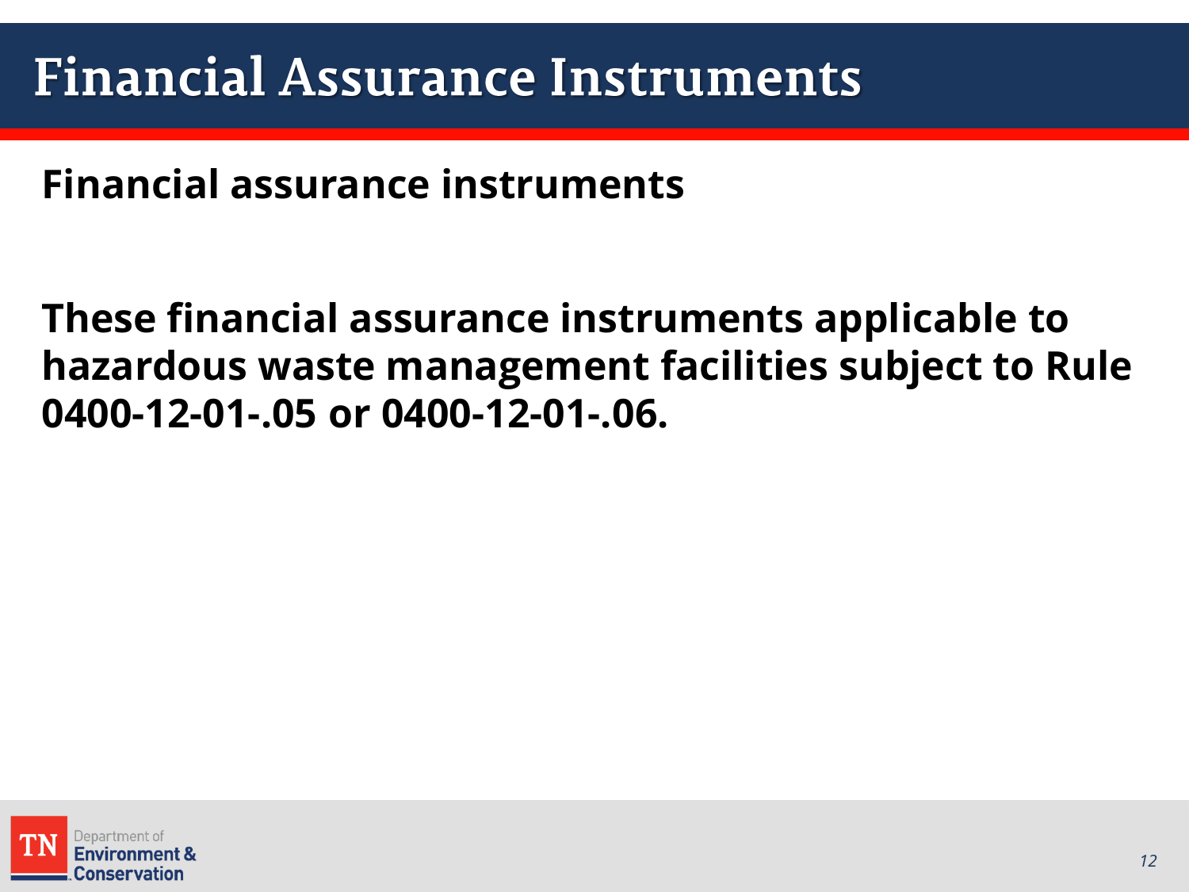# Financial Assurance Instruments

**Financial assurance instruments**

**These financial assurance instruments applicable to hazardous waste management facilities subject to Rule 0400-12-01-.05 or 0400-12-01-.06.**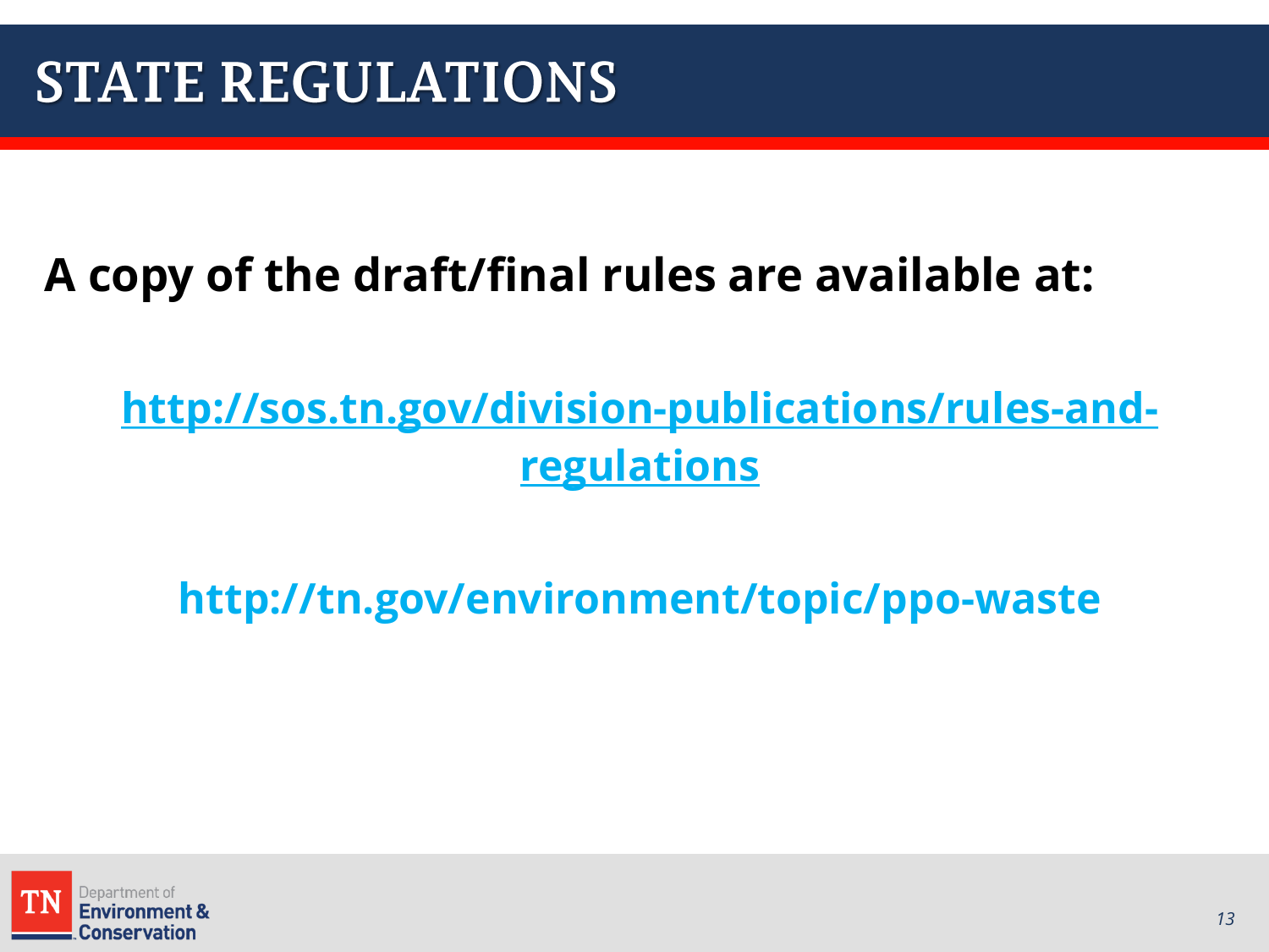# STATE REGULATIONS

**A copy of the draft/final rules are available at:**

**[http://sos.tn.gov/division-publications/rules-and-regulations](http://sos.tn.gov/division-publications/rules-and-regulations)**

**http://tn.gov/environment/topic/ppo-waste**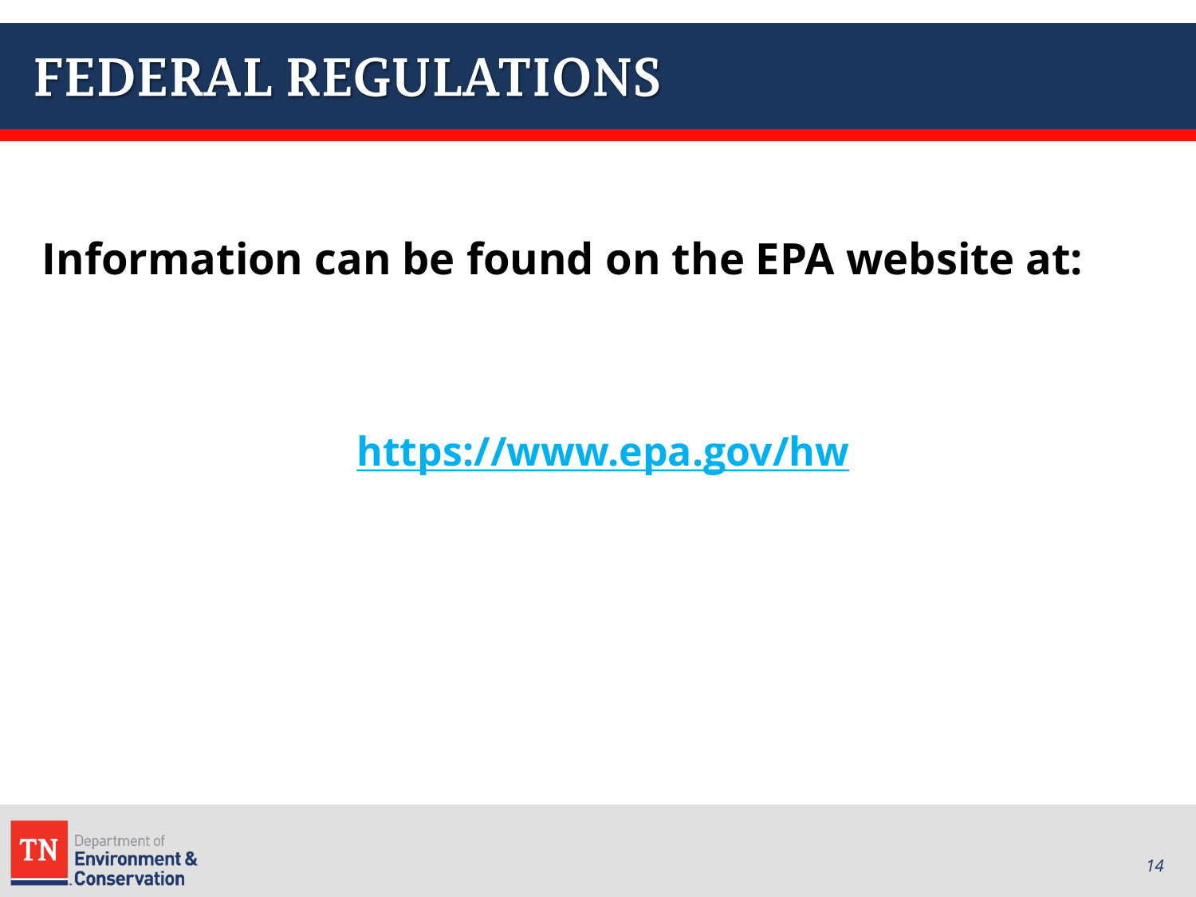# FEDERAL REGULATIONS

**Information can be found on the EPA website at:**

**https://www.epa.gov/hw**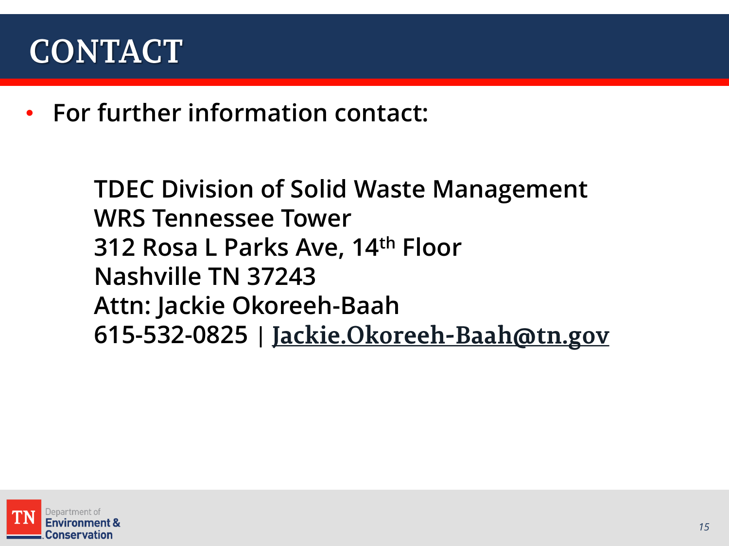# CONTACT

- **For further information contact:**

  **TDEC Division of Solid Waste Management**
  **WRS Tennessee Tower**
  **312 Rosa L Parks Ave, 14th Floor**
  **Nashville TN 37243**
  **Attn: Jackie Okoreeh-Baah**
  **615-532-0825 | Jackie.Okoreeh-Baah@tn.gov**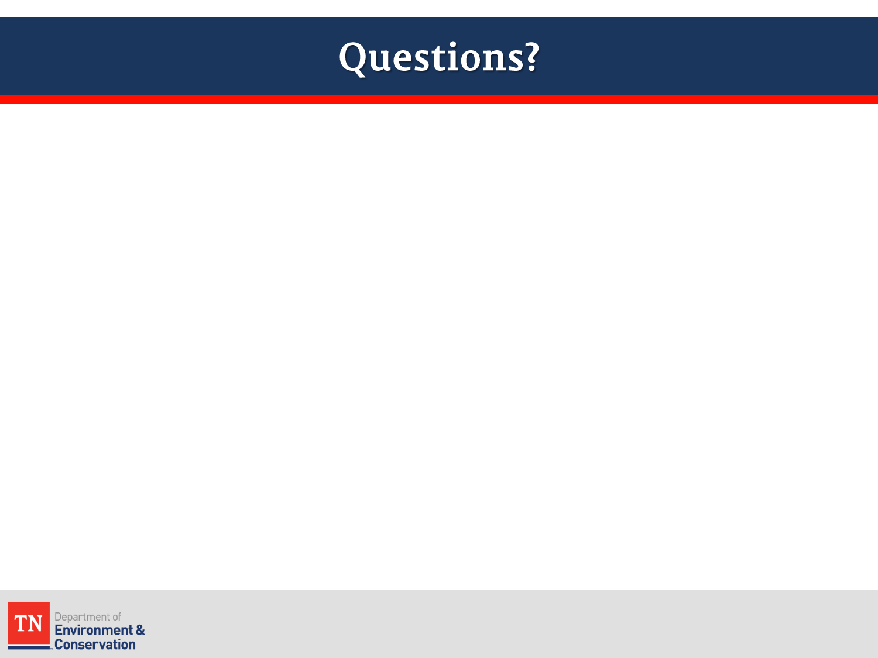# Questions?